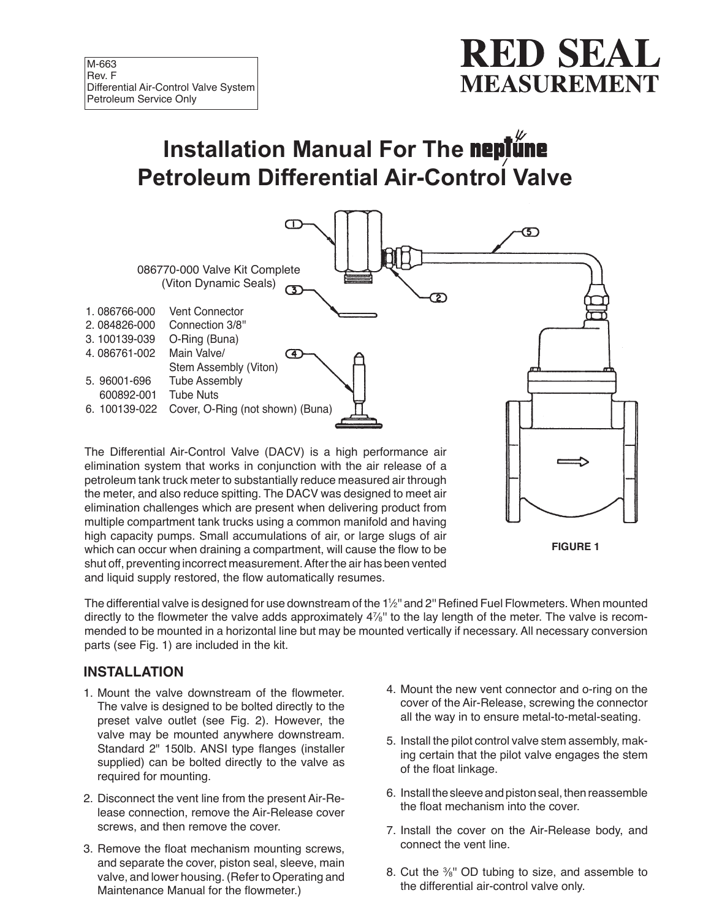M-663
Rev. F
Differential Air-Control Valve System
Petroleum Service Only

**RED SEAL MEASUREMENT**

# Installation Manual For The neptune Petroleum Differential Air-Control Valve

086770-000 Valve Kit Complete
(Viton Dynamic Seals)

1. 086766-000 Vent Connector
2. 084826-000 Connection 3/8"
3. 100139-039 O-Ring (Buna)
4. 086761-002 Main Valve/ Stem Assembly (Viton)
5. 96001-696 Tube Assembly
   600892-001 Tube Nuts
6. 100139-022 Cover, O-Ring (not shown) (Buna)

FIGURE 1

The Differential Air-Control Valve (DACV) is a high performance air elimination system that works in conjunction with the air release of a petroleum tank truck meter to substantially reduce measured air through the meter, and also reduce spitting. The DACV was designed to meet air elimination challenges which are present when delivering product from multiple compartment tank trucks using a common manifold and having high capacity pumps. Small accumulations of air, or large slugs of air which can occur when draining a compartment, will cause the flow to be shut off, preventing incorrect measurement. After the air has been vented and liquid supply restored, the flow automatically resumes.

The differential valve is designed for use downstream of the 1½" and 2" Refined Fuel Flowmeters. When mounted directly to the flowmeter the valve adds approximately 4⅞" to the lay length of the meter. The valve is recommended to be mounted in a horizontal line but may be mounted vertically if necessary. All necessary conversion parts (see Fig. 1) are included in the kit.

## INSTALLATION

1. Mount the valve downstream of the flowmeter. The valve is designed to be bolted directly to the preset valve outlet (see Fig. 2). However, the valve may be mounted anywhere downstream. Standard 2" 150lb. ANSI type flanges (installer supplied) can be bolted directly to the valve as required for mounting.
2. Disconnect the vent line from the present Air-Release connection, remove the Air-Release cover screws, and then remove the cover.
3. Remove the float mechanism mounting screws, and separate the cover, piston seal, sleeve, main valve, and lower housing. (Refer to Operating and Maintenance Manual for the flowmeter.)
4. Mount the new vent connector and o-ring on the cover of the Air-Release, screwing the connector all the way in to ensure metal-to-metal-seating.
5. Install the pilot control valve stem assembly, making certain that the pilot valve engages the stem of the float linkage.
6. Install the sleeve and piston seal, then reassemble the float mechanism into the cover.
7. Install the cover on the Air-Release body, and connect the vent line.
8. Cut the ⅜" OD tubing to size, and assemble to the differential air-control valve only.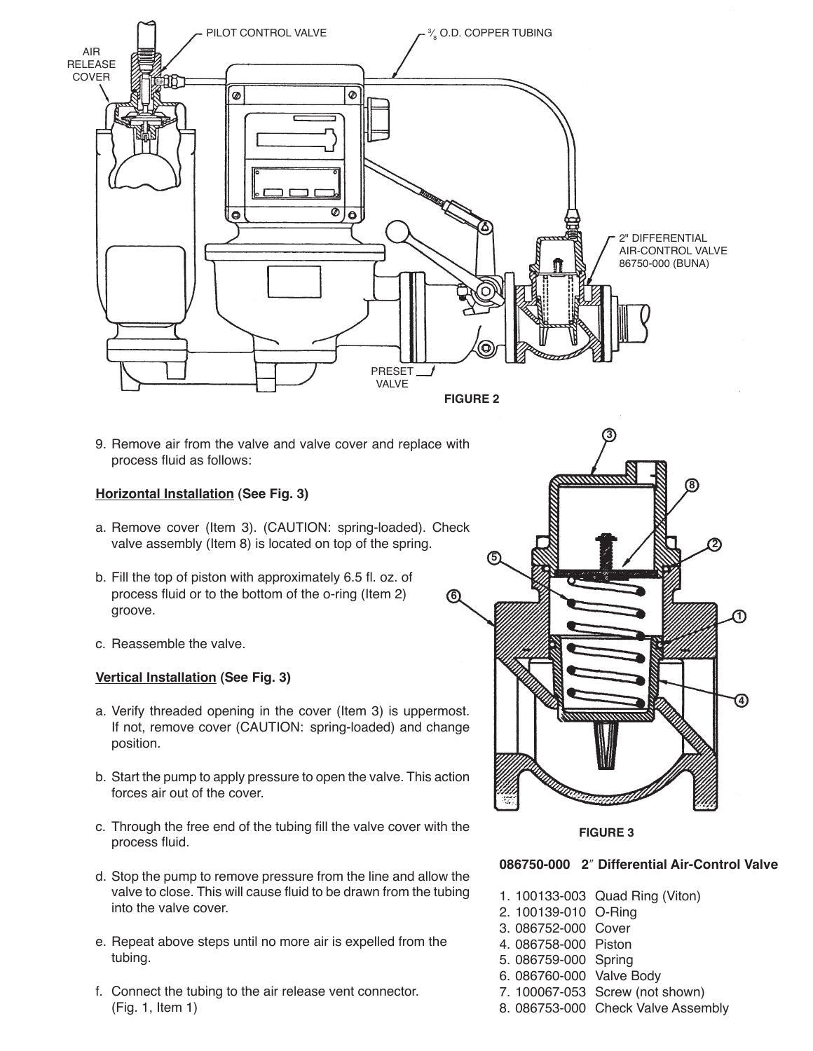AIR RELEASE COVER

PILOT CONTROL VALVE

3/8 O.D. COPPER TUBING

2" DIFFERENTIAL AIR-CONTROL VALVE 86750-000 (BUNA)

PRESET VALVE

**FIGURE 2**

9. Remove air from the valve and valve cover and replace with process fluid as follows:

**Horizontal Installation (See Fig. 3)**

a. Remove cover (Item 3). (CAUTION: spring-loaded). Check valve assembly (Item 8) is located on top of the spring.

b. Fill the top of piston with approximately 6.5 fl. oz. of process fluid or to the bottom of the o-ring (Item 2) groove.

c. Reassemble the valve.

**Vertical Installation (See Fig. 3)**

a. Verify threaded opening in the cover (Item 3) is uppermost. If not, remove cover (CAUTION: spring-loaded) and change position.

b. Start the pump to apply pressure to open the valve. This action forces air out of the cover.

c. Through the free end of the tubing fill the valve cover with the process fluid.

d. Stop the pump to remove pressure from the line and allow the valve to close. This will cause fluid to be drawn from the tubing into the valve cover.

e. Repeat above steps until no more air is expelled from the tubing.

f. Connect the tubing to the air release vent connector. (Fig. 1, Item 1)

**FIGURE 3**

**086750-000 2″ Differential Air-Control Valve**

1. 100133-003 Quad Ring (Viton)
2. 100139-010 O-Ring
3. 086752-000 Cover
4. 086758-000 Piston
5. 086759-000 Spring
6. 086760-000 Valve Body
7. 100067-053 Screw (not shown)
8. 086753-000 Check Valve Assembly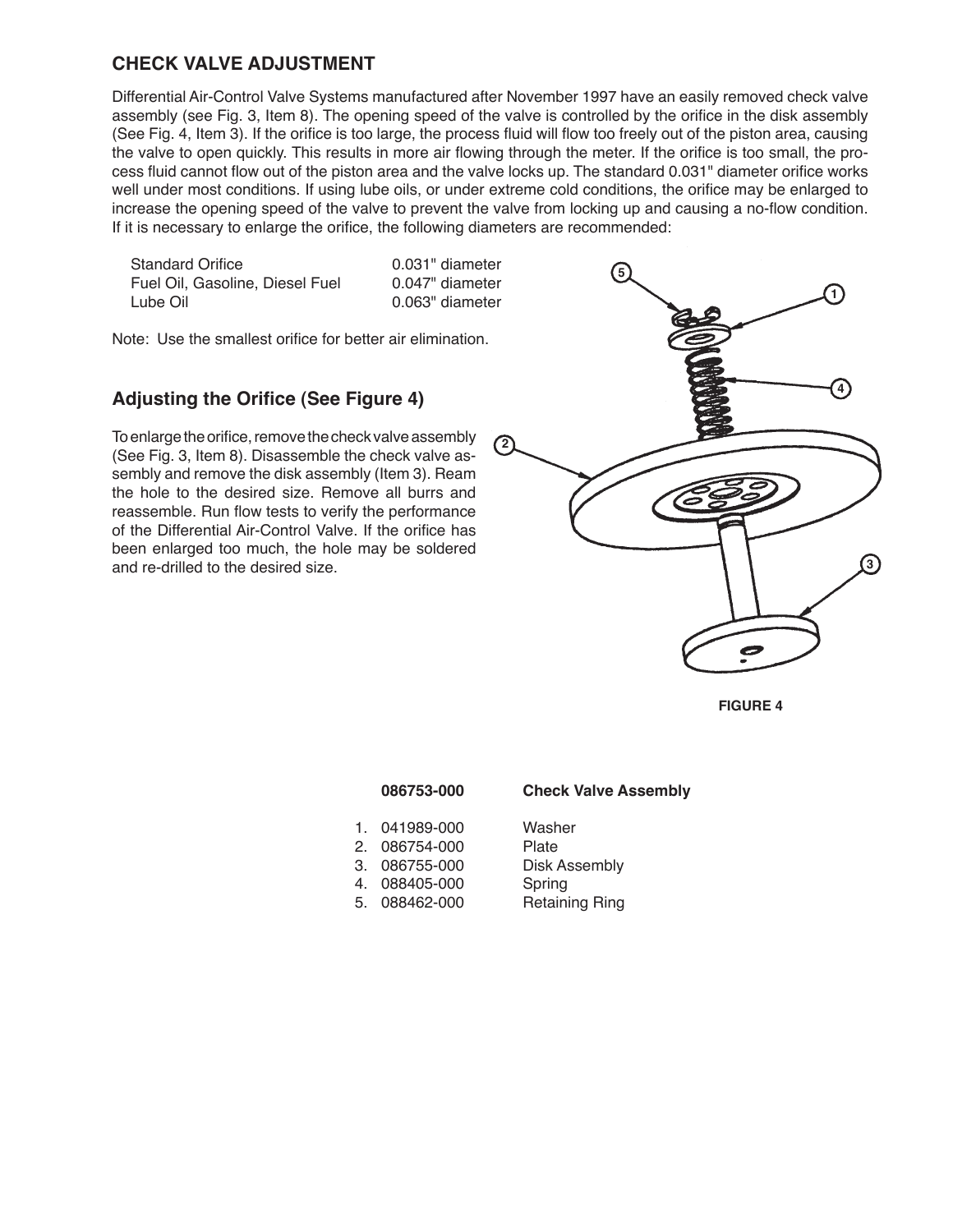## CHECK VALVE ADJUSTMENT

Differential Air-Control Valve Systems manufactured after November 1997 have an easily removed check valve assembly (see Fig. 3, Item 8). The opening speed of the valve is controlled by the orifice in the disk assembly (See Fig. 4, Item 3). If the orifice is too large, the process fluid will flow too freely out of the piston area, causing the valve to open quickly. This results in more air flowing through the meter. If the orifice is too small, the process fluid cannot flow out of the piston area and the valve locks up. The standard 0.031" diameter orifice works well under most conditions. If using lube oils, or under extreme cold conditions, the orifice may be enlarged to increase the opening speed of the valve to prevent the valve from locking up and causing a no-flow condition. If it is necessary to enlarge the orifice, the following diameters are recommended:

| | |
|---|---|
| Standard Orifice | 0.031" diameter |
| Fuel Oil, Gasoline, Diesel Fuel | 0.047" diameter |
| Lube Oil | 0.063" diameter |

Note: Use the smallest orifice for better air elimination.

### Adjusting the Orifice (See Figure 4)

To enlarge the orifice, remove the check valve assembly (See Fig. 3, Item 8). Disassemble the check valve assembly and remove the disk assembly (Item 3). Ream the hole to the desired size. Remove all burrs and reassemble. Run flow tests to verify the performance of the Differential Air-Control Valve. If the orifice has been enlarged too much, the hole may be soldered and re-drilled to the desired size.

**FIGURE 4**

| | **086753-000** | **Check Valve Assembly** |
|---|---|---|
| 1. | 041989-000 | Washer |
| 2. | 086754-000 | Plate |
| 3. | 086755-000 | Disk Assembly |
| 4. | 088405-000 | Spring |
| 5. | 088462-000 | Retaining Ring |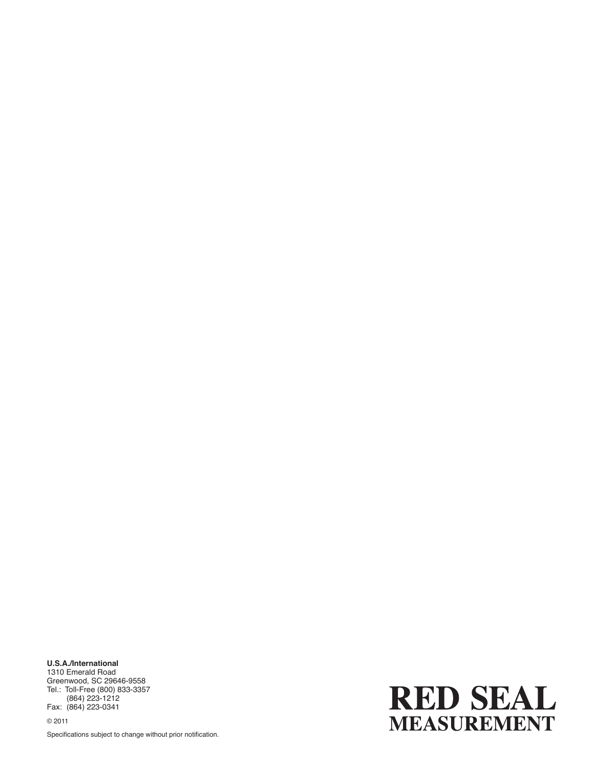**U.S.A./International**
1310 Emerald Road
Greenwood, SC 29646-9558
Tel.: Toll-Free (800) 833-3357
(864) 223-1212
Fax: (864) 223-0341

© 2011

Specifications subject to change without prior notification.

**RED SEAL MEASUREMENT**